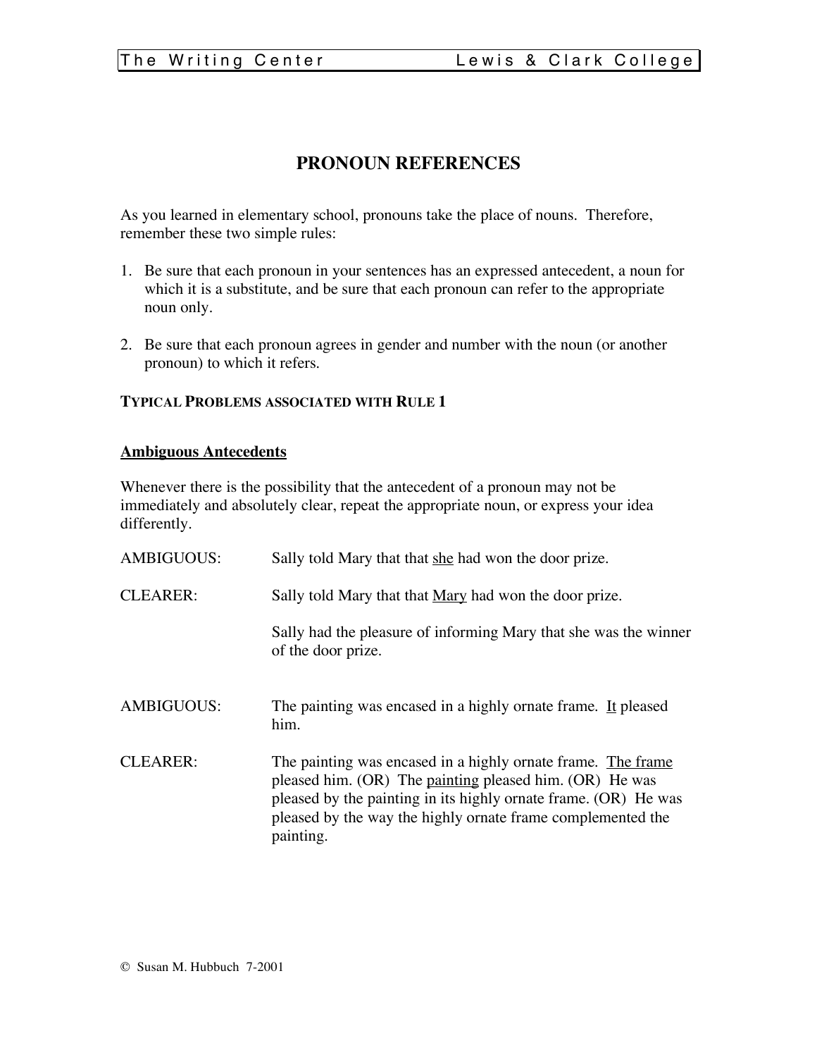# PRONOUN REFERENCES

As you learned in elementary school, pronouns take the place of nouns. Therefore, remember these two simple rules:

1. Be sure that each pronoun in your sentences has an expressed antecedent, a noun for which it is a substitute, and be sure that each pronoun can refer to the appropriate noun only.

2. Be sure that each pronoun agrees in gender and number with the noun (or another pronoun) to which it refers.

### TYPICAL PROBLEMS ASSOCIATED WITH RULE 1

#### Ambiguous Antecedents

Whenever there is the possibility that the antecedent of a pronoun may not be immediately and absolutely clear, repeat the appropriate noun, or express your idea differently.

AMBIGUOUS: Sally told Mary that that <u>she</u> had won the door prize.

CLEARER: Sally told Mary that that <u>Mary</u> had won the door prize.

Sally had the pleasure of informing Mary that she was the winner of the door prize.

AMBIGUOUS: The painting was encased in a highly ornate frame. <u>It</u> pleased him.

CLEARER: The painting was encased in a highly ornate frame. <u>The frame</u> pleased him. (OR) The <u>painting</u> pleased him. (OR) He was pleased by the painting in its highly ornate frame. (OR) He was pleased by the way the highly ornate frame complemented the painting.

© Susan M. Hubbuch 7-2001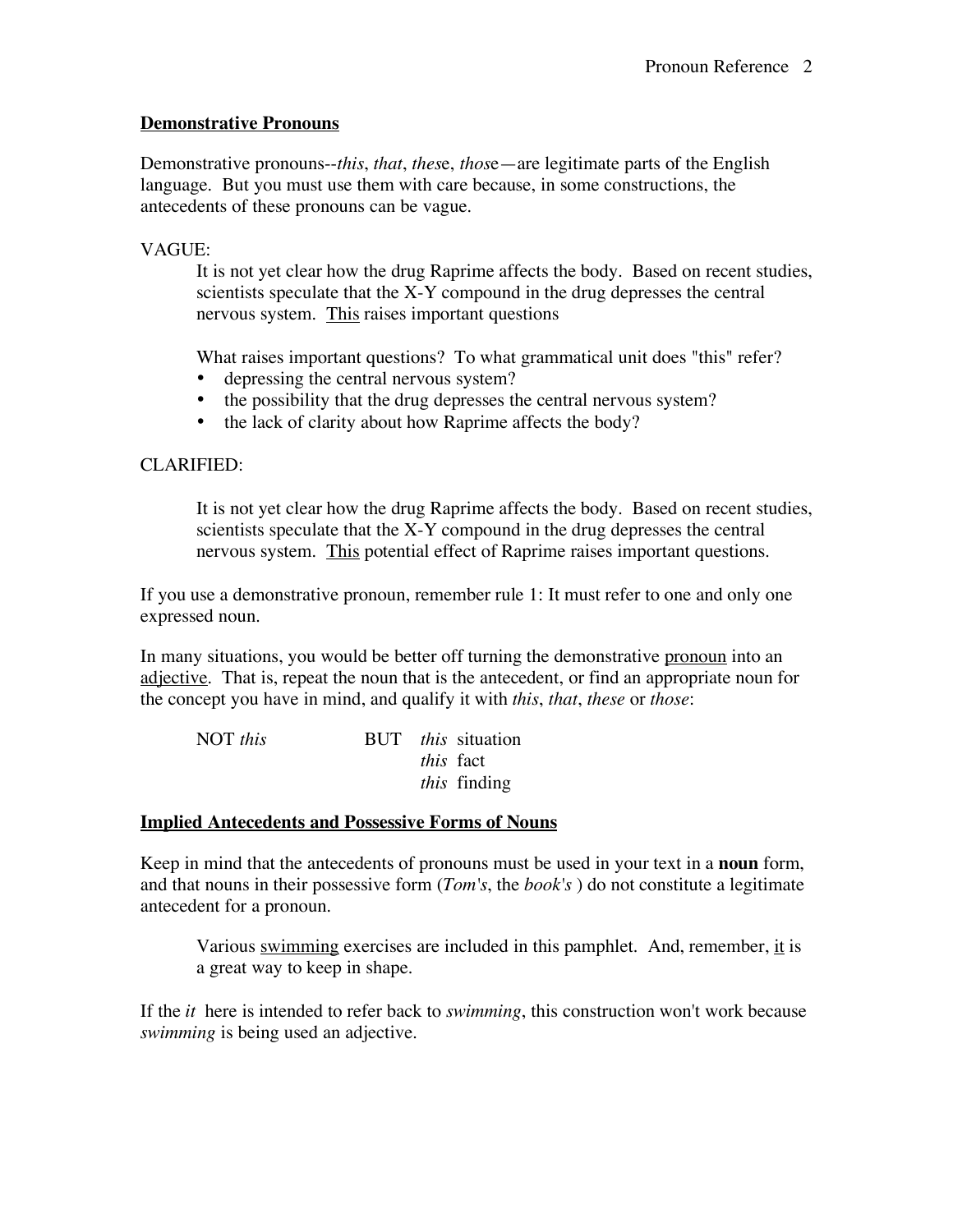## Demonstrative Pronouns

Demonstrative pronouns--*this*, *that*, *these*, *those*—are legitimate parts of the English language. But you must use them with care because, in some constructions, the antecedents of these pronouns can be vague.

VAGUE:

> It is not yet clear how the drug Raprime affects the body. Based on recent studies, scientists speculate that the X-Y compound in the drug depresses the central nervous system. <u>This</u> raises important questions
>
> What raises important questions? To what grammatical unit does "this" refer?
>
> - depressing the central nervous system?
> - the possibility that the drug depresses the central nervous system?
> - the lack of clarity about how Raprime affects the body?

CLARIFIED:

> It is not yet clear how the drug Raprime affects the body. Based on recent studies, scientists speculate that the X-Y compound in the drug depresses the central nervous system. <u>This</u> potential effect of Raprime raises important questions.

If you use a demonstrative pronoun, remember rule 1: It must refer to one and only one expressed noun.

In many situations, you would be better off turning the demonstrative <u>pronoun</u> into an <u>adjective</u>. That is, repeat the noun that is the antecedent, or find an appropriate noun for the concept you have in mind, and qualify it with *this*, *that*, *these* or *those*:

| | | |
|---|---|---|
| NOT *this* | BUT | *this* situation |
| | | *this* fact |
| | | *this* finding |

## Implied Antecedents and Possessive Forms of Nouns

Keep in mind that the antecedents of pronouns must be used in your text in a **noun** form, and that nouns in their possessive form (*Tom's*, the *book's* ) do not constitute a legitimate antecedent for a pronoun.

> Various <u>swimming</u> exercises are included in this pamphlet. And, remember, <u>it</u> is a great way to keep in shape.

If the *it* here is intended to refer back to *swimming*, this construction won't work because *swimming* is being used an adjective.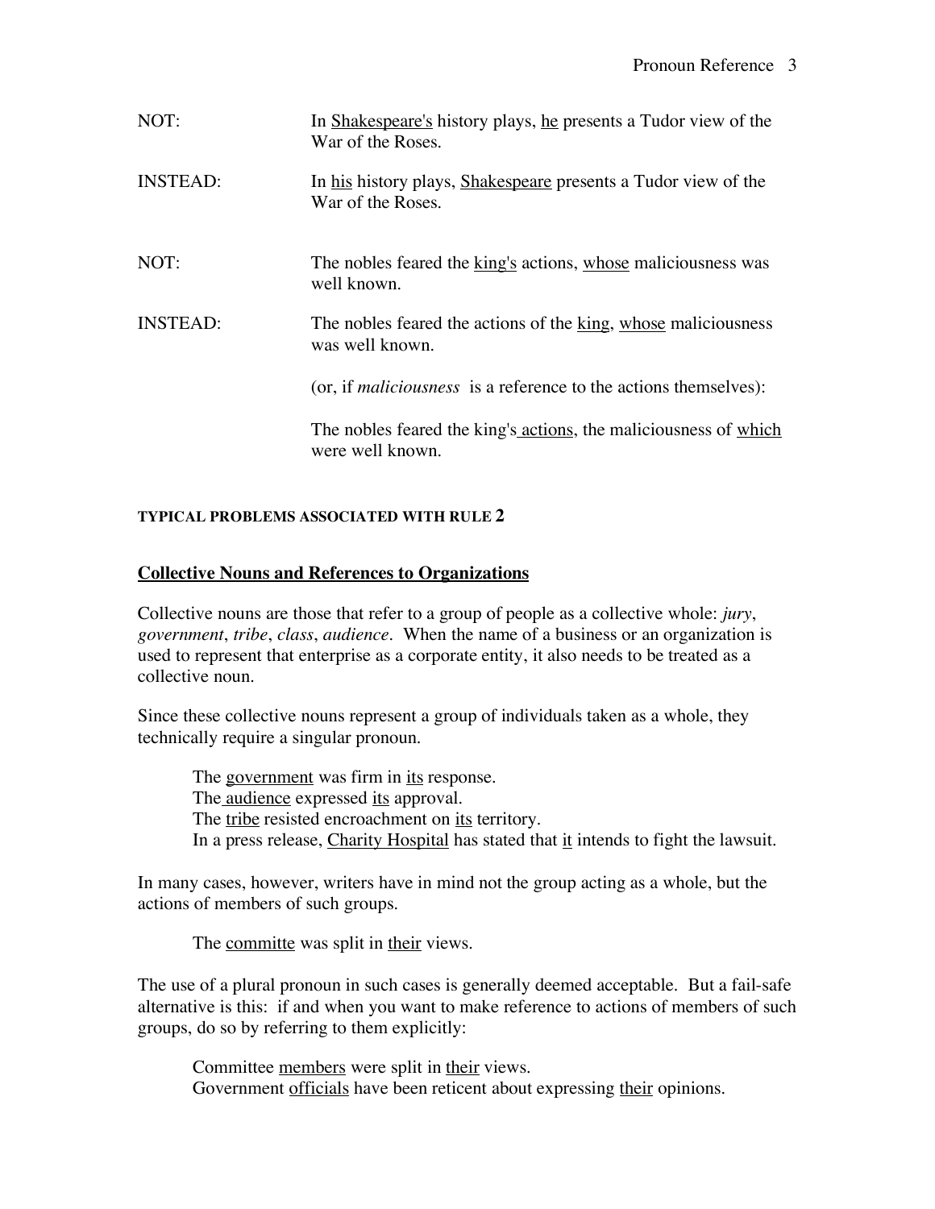NOT: In <u>Shakespeare's</u> history plays, <u>he</u> presents a Tudor view of the War of the Roses.

INSTEAD: In <u>his</u> history plays, <u>Shakespeare</u> presents a Tudor view of the War of the Roses.

NOT: The nobles feared the <u>king's</u> actions, <u>whose</u> maliciousness was well known.

INSTEAD: The nobles feared the actions of the <u>king</u>, <u>whose</u> maliciousness was well known.

(or, if *maliciousness* is a reference to the actions themselves):

The nobles feared the king's <u>actions</u>, the maliciousness of <u>which</u> were well known.

#### TYPICAL PROBLEMS ASSOCIATED WITH RULE 2

### <u>Collective Nouns and References to Organizations</u>

Collective nouns are those that refer to a group of people as a collective whole: *jury*, *government*, *tribe*, *class*, *audience*. When the name of a business or an organization is used to represent that enterprise as a corporate entity, it also needs to be treated as a collective noun.

Since these collective nouns represent a group of individuals taken as a whole, they technically require a singular pronoun.

> The <u>government</u> was firm in <u>its</u> response.
> The <u>audience</u> expressed <u>its</u> approval.
> The <u>tribe</u> resisted encroachment on <u>its</u> territory.
> In a press release, <u>Charity Hospital</u> has stated that <u>it</u> intends to fight the lawsuit.

In many cases, however, writers have in mind not the group acting as a whole, but the actions of members of such groups.

> The <u>committe</u> was split in <u>their</u> views.

The use of a plural pronoun in such cases is generally deemed acceptable. But a fail-safe alternative is this: if and when you want to make reference to actions of members of such groups, do so by referring to them explicitly:

> Committee <u>members</u> were split in <u>their</u> views.
> Government <u>officials</u> have been reticent about expressing <u>their</u> opinions.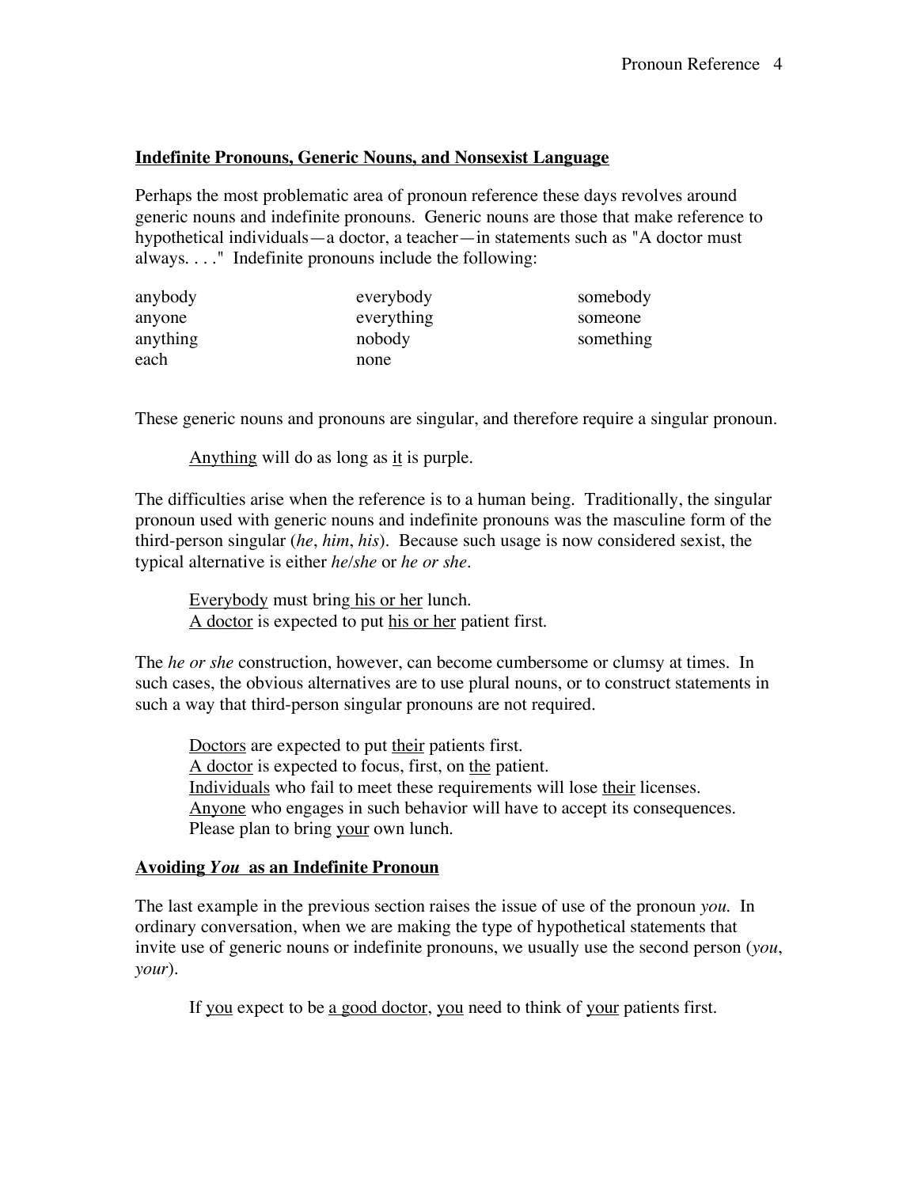## Indefinite Pronouns, Generic Nouns, and Nonsexist Language

Perhaps the most problematic area of pronoun reference these days revolves around generic nouns and indefinite pronouns. Generic nouns are those that make reference to hypothetical individuals—a doctor, a teacher—in statements such as "A doctor must always. . . ." Indefinite pronouns include the following:

| | | |
|---|---|---|
| anybody | everybody | somebody |
| anyone | everything | someone |
| anything | nobody | something |
| each | none | |

These generic nouns and pronouns are singular, and therefore require a singular pronoun.

> Anything will do as long as it is purple.

The difficulties arise when the reference is to a human being. Traditionally, the singular pronoun used with generic nouns and indefinite pronouns was the masculine form of the third-person singular (*he*, *him*, *his*). Because such usage is now considered sexist, the typical alternative is either *he/she* or *he or she*.

> Everybody must bring his or her lunch.
> A doctor is expected to put his or her patient first.

The *he or she* construction, however, can become cumbersome or clumsy at times. In such cases, the obvious alternatives are to use plural nouns, or to construct statements in such a way that third-person singular pronouns are not required.

> Doctors are expected to put their patients first.
> A doctor is expected to focus, first, on the patient.
> Individuals who fail to meet these requirements will lose their licenses.
> Anyone who engages in such behavior will have to accept its consequences.
> Please plan to bring your own lunch.

## Avoiding *You* as an Indefinite Pronoun

The last example in the previous section raises the issue of use of the pronoun *you.* In ordinary conversation, when we are making the type of hypothetical statements that invite use of generic nouns or indefinite pronouns, we usually use the second person (*you*, *your*).

> If you expect to be a good doctor, you need to think of your patients first.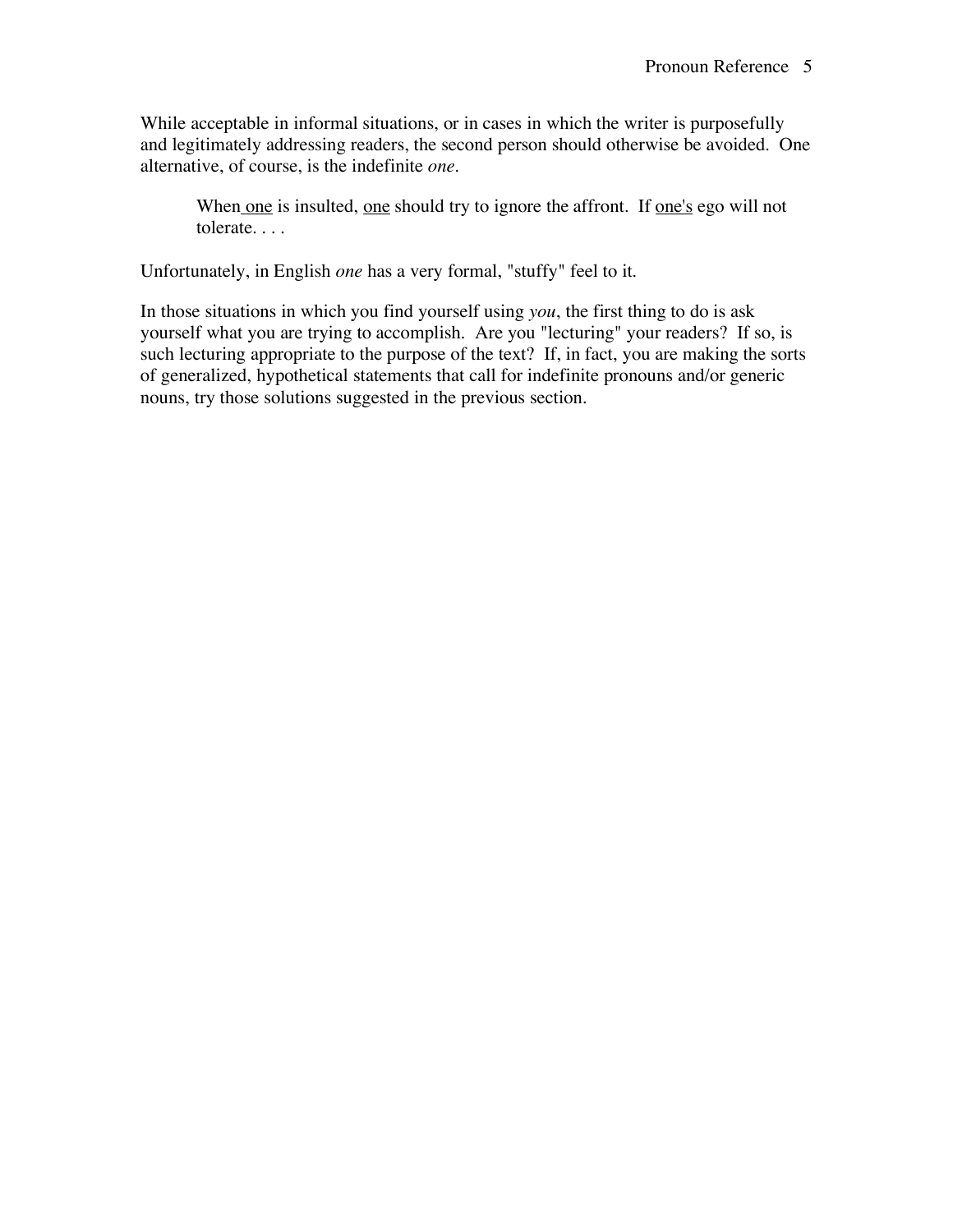While acceptable in informal situations, or in cases in which the writer is purposefully and legitimately addressing readers, the second person should otherwise be avoided. One alternative, of course, is the indefinite *one*.

> When <u>one</u> is insulted, <u>one</u> should try to ignore the affront. If <u>one's</u> ego will not tolerate. . . .

Unfortunately, in English *one* has a very formal, "stuffy" feel to it.

In those situations in which you find yourself using *you*, the first thing to do is ask yourself what you are trying to accomplish. Are you "lecturing" your readers? If so, is such lecturing appropriate to the purpose of the text? If, in fact, you are making the sorts of generalized, hypothetical statements that call for indefinite pronouns and/or generic nouns, try those solutions suggested in the previous section.